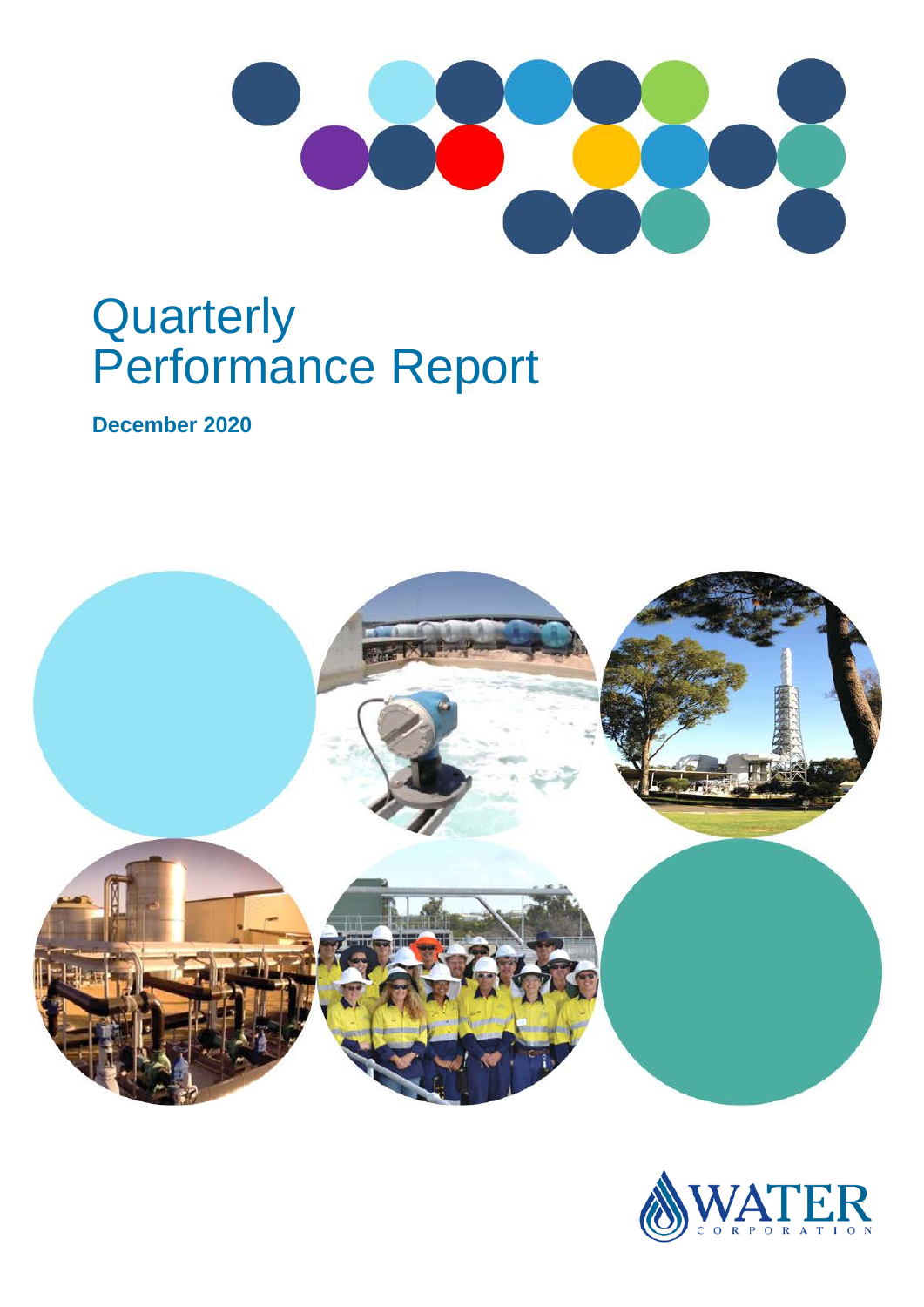# Quarterly Performance Report

**December 2020**

WATER CORPORATION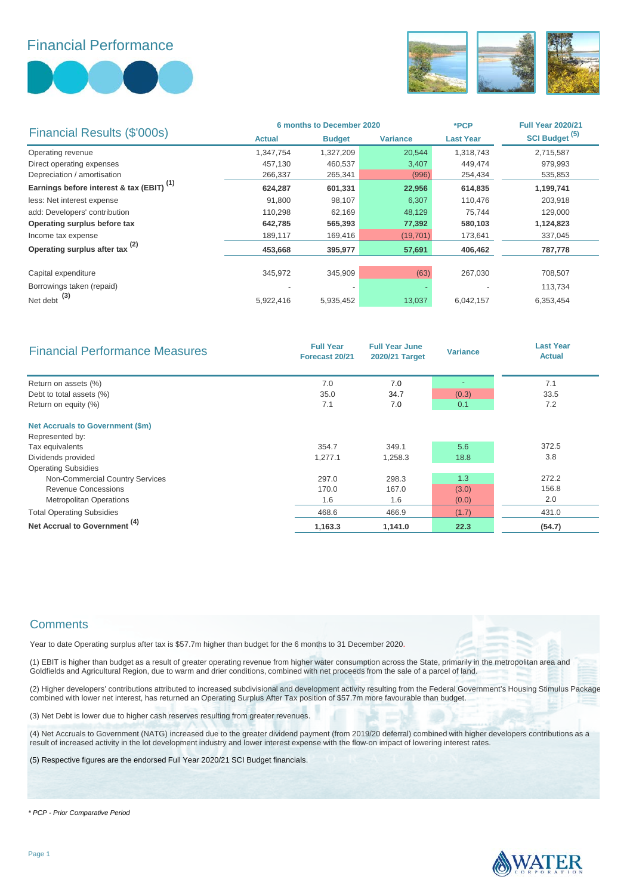# Financial Performance

## Financial Results ($'000s)

| | 6 months to December 2020 | | | *PCP | Full Year 2020/21 |
|---|---|---|---|---|---|
| | Actual | Budget | Variance | Last Year | SCI Budget [5] |
| Operating revenue | 1,347,754 | 1,327,209 | 20,544 | 1,318,743 | 2,715,587 |
| Direct operating expenses | 457,130 | 460,537 | 3,407 | 449,474 | 979,993 |
| Depreciation / amortisation | 266,337 | 265,341 | (996) | 254,434 | 535,853 |
| **Earnings before interest & tax (EBIT)** [1] | **624,287** | **601,331** | **22,956** | **614,835** | **1,199,741** |
| less: Net interest expense | 91,800 | 98,107 | 6,307 | 110,476 | 203,918 |
| add: Developers' contribution | 110,298 | 62,169 | 48,129 | 75,744 | 129,000 |
| **Operating surplus before tax** | **642,785** | **565,393** | **77,392** | **580,103** | **1,124,823** |
| Income tax expense | 189,117 | 169,416 | (19,701) | 173,641 | 337,045 |
| **Operating surplus after tax** [2] | **453,668** | **395,977** | **57,691** | **406,462** | **787,778** |
| Capital expenditure | 345,972 | 345,909 | (63) | 267,030 | 708,507 |
| Borrowings taken (repaid) | - | - | - | - | 113,734 |
| Net debt [3] | 5,922,416 | 5,935,452 | 13,037 | 6,042,157 | 6,353,454 |

## Financial Performance Measures

| | Full Year Forecast 20/21 | Full Year June 2020/21 Target | Variance | Last Year Actual |
|---|---|---|---|---|
| Return on assets (%) | 7.0 | 7.0 | - | 7.1 |
| Debt to total assets (%) | 35.0 | 34.7 | (0.3) | 33.5 |
| Return on equity (%) | 7.1 | 7.0 | 0.1 | 7.2 |
| **Net Accruals to Government ($m)** | | | | |
| Represented by: | | | | |
| Tax equivalents | 354.7 | 349.1 | 5.6 | 372.5 |
| Dividends provided | 1,277.1 | 1,258.3 | 18.8 | 3.8 |
| Operating Subsidies | | | | |
| Non-Commercial Country Services | 297.0 | 298.3 | 1.3 | 272.2 |
| Revenue Concessions | 170.0 | 167.0 | (3.0) | 156.8 |
| Metropolitan Operations | 1.6 | 1.6 | (0.0) | 2.0 |
| Total Operating Subsidies | 468.6 | 466.9 | (1.7) | 431.0 |
| **Net Accrual to Government** [4] | **1,163.3** | **1,141.0** | **22.3** | **(54.7)** |

## Comments

Year to date Operating surplus after tax is $57.7m higher than budget for the 6 months to 31 December 2020.

(1) EBIT is higher than budget as a result of greater operating revenue from higher water consumption across the State, primarily in the metropolitan area and Goldfields and Agricultural Region, due to warm and drier conditions, combined with net proceeds from the sale of a parcel of land.

(2) Higher developers' contributions attributed to increased subdivisional and development activity resulting from the Federal Government's Housing Stimulus Package combined with lower net interest, has returned an Operating Surplus After Tax position of $57.7m more favourable than budget.

(3) Net Debt is lower due to higher cash reserves resulting from greater revenues.

(4) Net Accruals to Government (NATG) increased due to the greater dividend payment (from 2019/20 deferral) combined with higher developers contributions as a result of increased activity in the lot development industry and lower interest expense with the flow-on impact of lowering interest rates.

(5) Respective figures are the endorsed Full Year 2020/21 SCI Budget financials.

*\* PCP - Prior Comparative Period*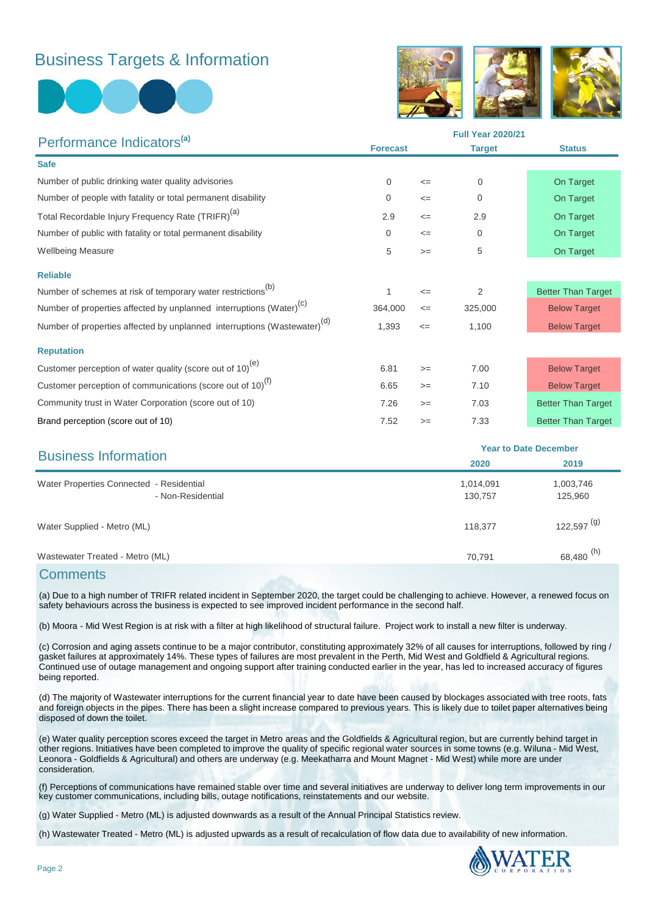# Business Targets & Information

## Performance Indicators[a]

| | Forecast | | Full Year 2020/21 Target | Status |
|---|---|---|---|---|
| **Safe** | | | | |
| Number of public drinking water quality advisories | 0 | <= | 0 | On Target |
| Number of people with fatality or total permanent disability | 0 | <= | 0 | On Target |
| Total Recordable Injury Frequency Rate (TRIFR)[a] | 2.9 | <= | 2.9 | On Target |
| Number of public with fatality or total permanent disability | 0 | <= | 0 | On Target |
| Wellbeing Measure | 5 | >= | 5 | On Target |
| **Reliable** | | | | |
| Number of schemes at risk of temporary water restrictions[b] | 1 | <= | 2 | Better Than Target |
| Number of properties affected by unplanned interruptions (Water)[c] | 364,000 | <= | 325,000 | Below Target |
| Number of properties affected by unplanned interruptions (Wastewater)[d] | 1,393 | <= | 1,100 | Below Target |
| **Reputation** | | | | |
| Customer perception of water quality (score out of 10)[e] | 6.81 | >= | 7.00 | Below Target |
| Customer perception of communications (score out of 10)[f] | 6.65 | >= | 7.10 | Below Target |
| Community trust in Water Corporation (score out of 10) | 7.26 | >= | 7.03 | Better Than Target |
| Brand perception (score out of 10) | 7.52 | >= | 7.33 | Better Than Target |

## Business Information

| | Year to Date December 2020 | 2019 |
|---|---|---|
| Water Properties Connected - Residential | 1,014,091 | 1,003,746 |
| - Non-Residential | 130,757 | 125,960 |
| Water Supplied - Metro (ML) | 118,377 | 122,597 [g] |
| Wastewater Treated - Metro (ML) | 70,791 | 68,480 [h] |

## Comments

(a) Due to a high number of TRIFR related incident in September 2020, the target could be challenging to achieve. However, a renewed focus on safety behaviours across the business is expected to see improved incident performance in the second half.

(b) Moora - Mid West Region is at risk with a filter at high likelihood of structural failure. Project work to install a new filter is underway.

(c) Corrosion and aging assets continue to be a major contributor, constituting approximately 32% of all causes for interruptions, followed by ring / gasket failures at approximately 14%. These types of failures are most prevalent in the Perth, Mid West and Goldfield & Agricultural regions. Continued use of outage management and ongoing support after training conducted earlier in the year, has led to increased accuracy of figures being reported.

(d) The majority of Wastewater interruptions for the current financial year to date have been caused by blockages associated with tree roots, fats and foreign objects in the pipes. There has been a slight increase compared to previous years. This is likely due to toilet paper alternatives being disposed of down the toilet.

(e) Water quality perception scores exceed the target in Metro areas and the Goldfields & Agricultural region, but are currently behind target in other regions. Initiatives have been completed to improve the quality of specific regional water sources in some towns (e.g. Wiluna - Mid West, Leonora - Goldfields & Agricultural) and others are underway (e.g. Meekatharra and Mount Magnet - Mid West) while more are under consideration.

(f) Perceptions of communications have remained stable over time and several initiatives are underway to deliver long term improvements in our key customer communications, including bills, outage notifications, reinstatements and our website.

(g) Water Supplied - Metro (ML) is adjusted downwards as a result of the Annual Principal Statistics review.

(h) Wastewater Treated - Metro (ML) is adjusted upwards as a result of recalculation of flow data due to availability of new information.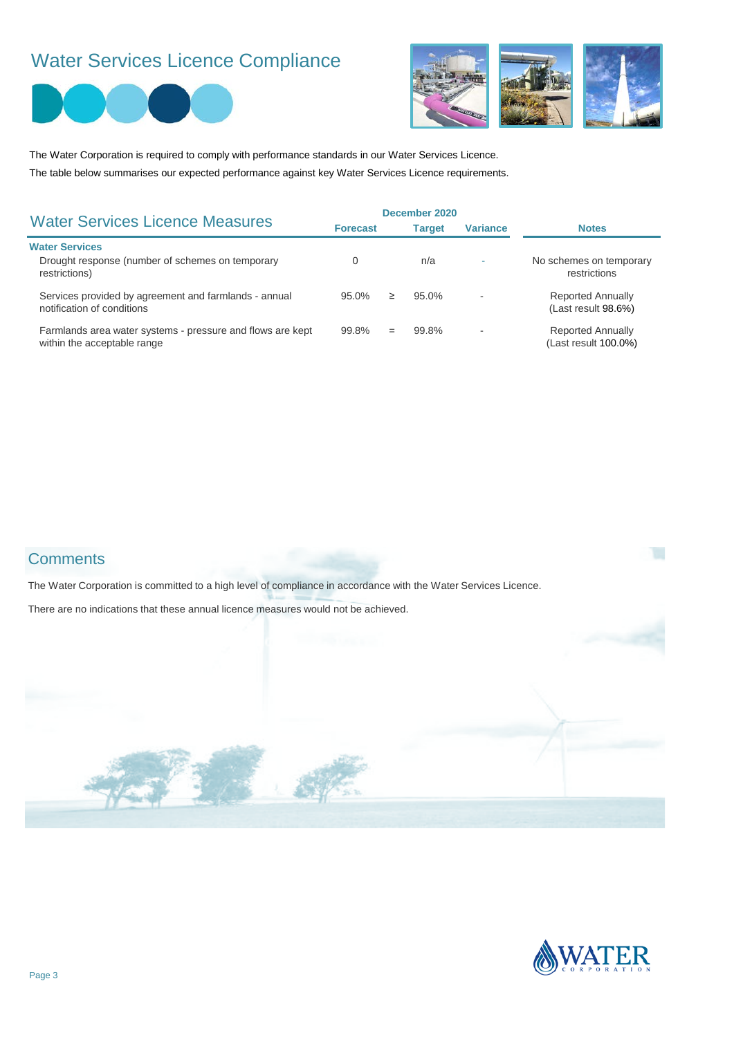# Water Services Licence Compliance

The Water Corporation is required to comply with performance standards in our Water Services Licence.

The table below summarises our expected performance against key Water Services Licence requirements.

| Water Services Licence Measures | December 2020 | | | | Notes |
|---|---|---|---|---|---|
| | Forecast | | Target | Variance | |
| **Water Services** | | | | | |
| Drought response (number of schemes on temporary restrictions) | 0 | | n/a | - | No schemes on temporary restrictions |
| Services provided by agreement and farmlands - annual notification of conditions | 95.0% | ≥ | 95.0% | - | Reported Annually (Last result 98.6%) |
| Farmlands area water systems - pressure and flows are kept within the acceptable range | 99.8% | = | 99.8% | - | Reported Annually (Last result 100.0%) |

## Comments

The Water Corporation is committed to a high level of compliance in accordance with the Water Services Licence.

There are no indications that these annual licence measures would not be achieved.